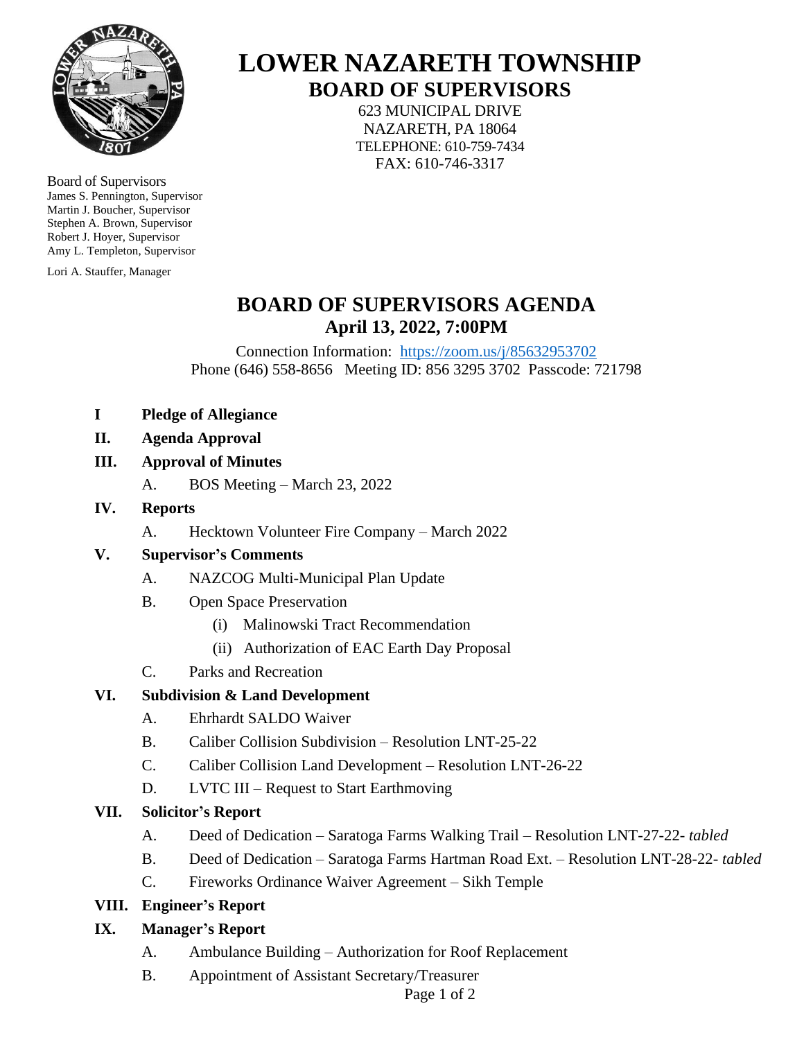# LOWER NAZARETH TOWNSHIP

## BOARD OF SUPERVISORS

623 MUNICIPAL DRIVE
NAZARETH, PA 18064
TELEPHONE: 610-759-7434
FAX: 610-746-3317

Board of Supervisors
James S. Pennington, Supervisor
Martin J. Boucher, Supervisor
Stephen A. Brown, Supervisor
Robert J. Hoyer, Supervisor
Amy L. Templeton, Supervisor

Lori A. Stauffer, Manager

## BOARD OF SUPERVISORS AGENDA

### April 13, 2022, 7:00PM

Connection Information: https://zoom.us/j/85632953702
Phone (646) 558-8656 Meeting ID: 856 3295 3702 Passcode: 721798

**I Pledge of Allegiance**

**II. Agenda Approval**

**III. Approval of Minutes**

- A. BOS Meeting – March 23, 2022

**IV. Reports**

- A. Hecktown Volunteer Fire Company – March 2022

**V. Supervisor's Comments**

- A. NAZCOG Multi-Municipal Plan Update
- B. Open Space Preservation
  - (i) Malinowski Tract Recommendation
  - (ii) Authorization of EAC Earth Day Proposal
- C. Parks and Recreation

**VI. Subdivision & Land Development**

- A. Ehrhardt SALDO Waiver
- B. Caliber Collision Subdivision – Resolution LNT-25-22
- C. Caliber Collision Land Development – Resolution LNT-26-22
- D. LVTC III – Request to Start Earthmoving

**VII. Solicitor's Report**

- A. Deed of Dedication – Saratoga Farms Walking Trail – Resolution LNT-27-22- *tabled*
- B. Deed of Dedication – Saratoga Farms Hartman Road Ext. – Resolution LNT-28-22- *tabled*
- C. Fireworks Ordinance Waiver Agreement – Sikh Temple

**VIII. Engineer's Report**

**IX. Manager's Report**

- A. Ambulance Building – Authorization for Roof Replacement
- B. Appointment of Assistant Secretary/Treasurer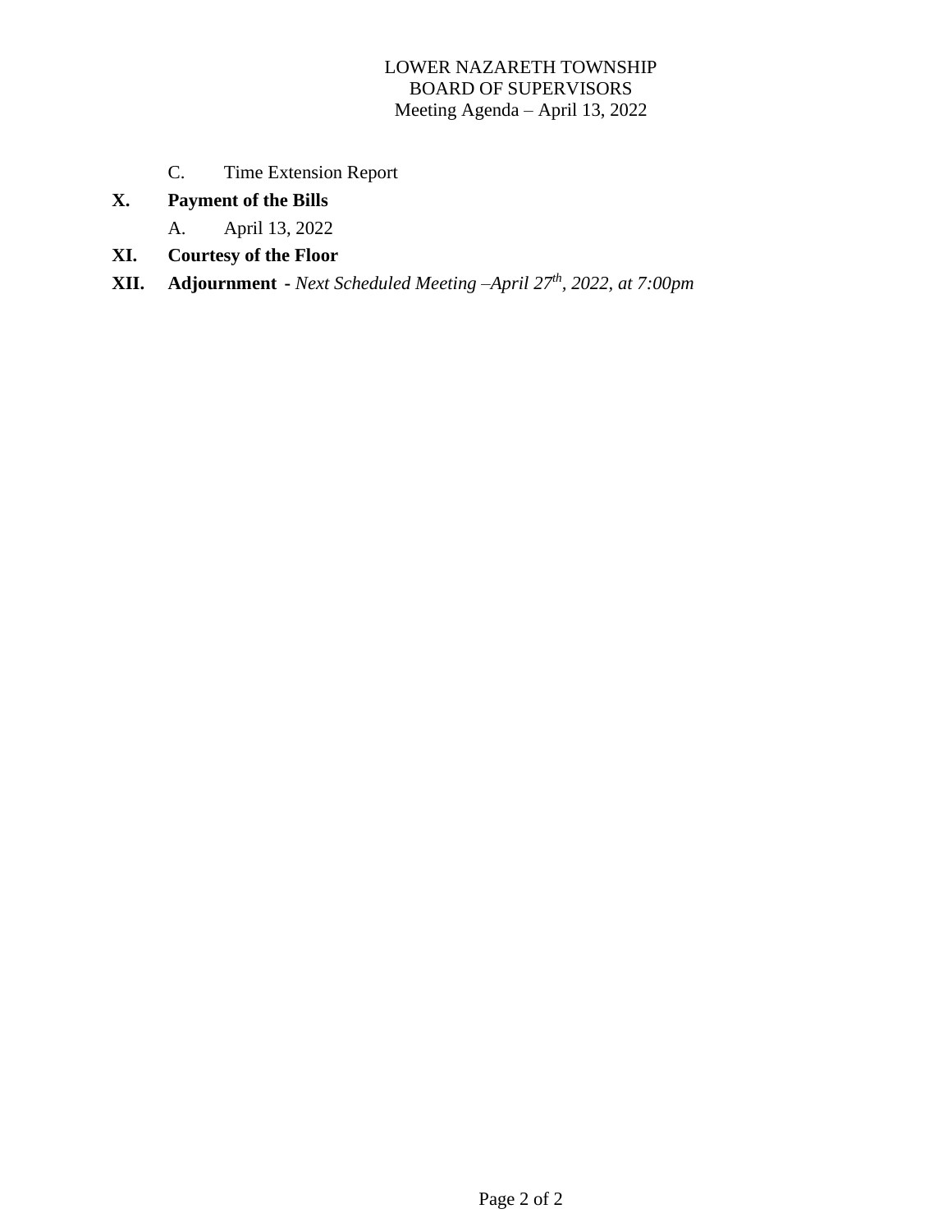C. Time Extension Report

**X. Payment of the Bills**

A. April 13, 2022

**XI. Courtesy of the Floor**

**XII. Adjournment -** *Next Scheduled Meeting –April 27th, 2022, at 7:00pm*